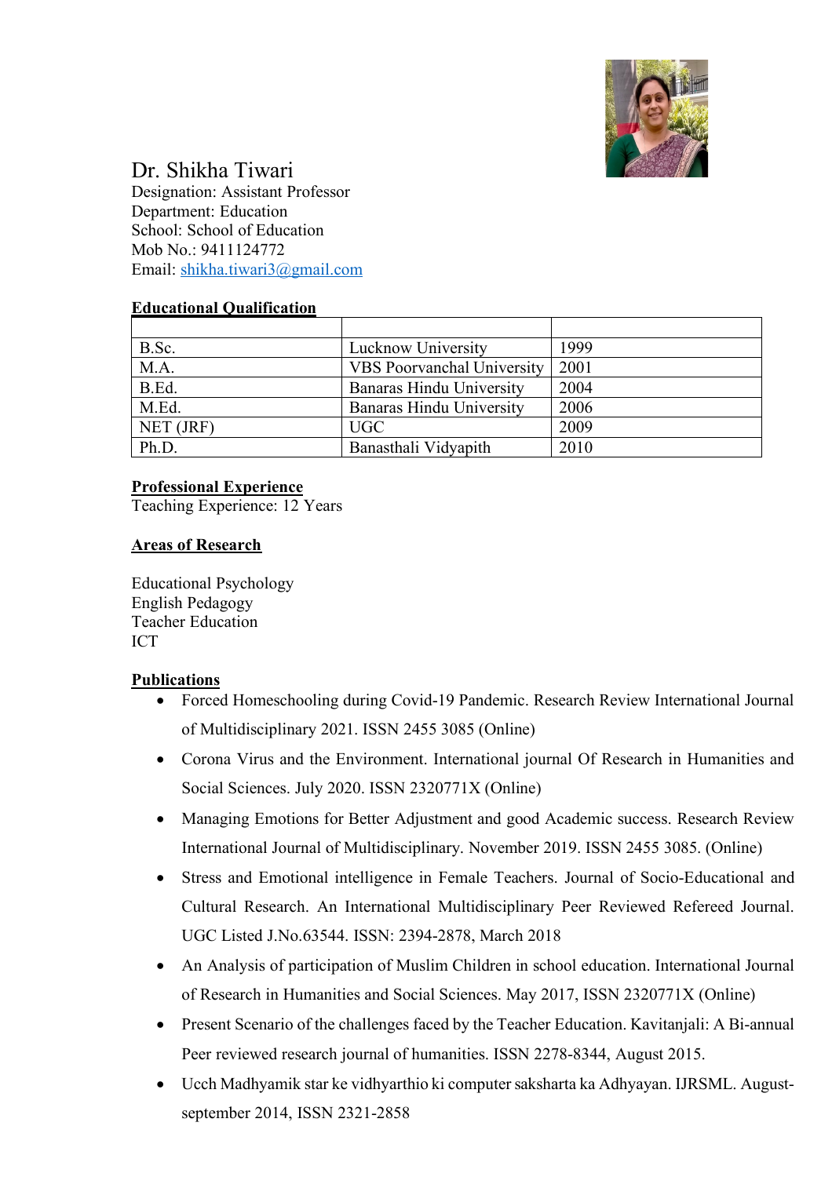# Dr. Shikha Tiwari

Designation: Assistant Professor
Department: Education
School: School of Education
Mob No.: 9411124772
Email: shikha.tiwari3@gmail.com

## Educational Qualification

| | | |
|---|---|---|
| B.Sc. | Lucknow University | 1999 |
| M.A. | VBS Poorvanchal University | 2001 |
| B.Ed. | Banaras Hindu University | 2004 |
| M.Ed. | Banaras Hindu University | 2006 |
| NET (JRF) | UGC | 2009 |
| Ph.D. | Banasthali Vidyapith | 2010 |

## Professional Experience

Teaching Experience: 12 Years

## Areas of Research

Educational Psychology
English Pedagogy
Teacher Education
ICT

## Publications

- Forced Homeschooling during Covid-19 Pandemic. Research Review International Journal of Multidisciplinary 2021. ISSN 2455 3085 (Online)
- Corona Virus and the Environment. International journal Of Research in Humanities and Social Sciences. July 2020. ISSN 2320771X (Online)
- Managing Emotions for Better Adjustment and good Academic success. Research Review International Journal of Multidisciplinary. November 2019. ISSN 2455 3085. (Online)
- Stress and Emotional intelligence in Female Teachers. Journal of Socio-Educational and Cultural Research. An International Multidisciplinary Peer Reviewed Refereed Journal. UGC Listed J.No.63544. ISSN: 2394-2878, March 2018
- An Analysis of participation of Muslim Children in school education. International Journal of Research in Humanities and Social Sciences. May 2017, ISSN 2320771X (Online)
- Present Scenario of the challenges faced by the Teacher Education. Kavitanjali: A Bi-annual Peer reviewed research journal of humanities. ISSN 2278-8344, August 2015.
- Ucch Madhyamik star ke vidhyarthio ki computer saksharta ka Adhyayan. IJRSML. August-september 2014, ISSN 2321-2858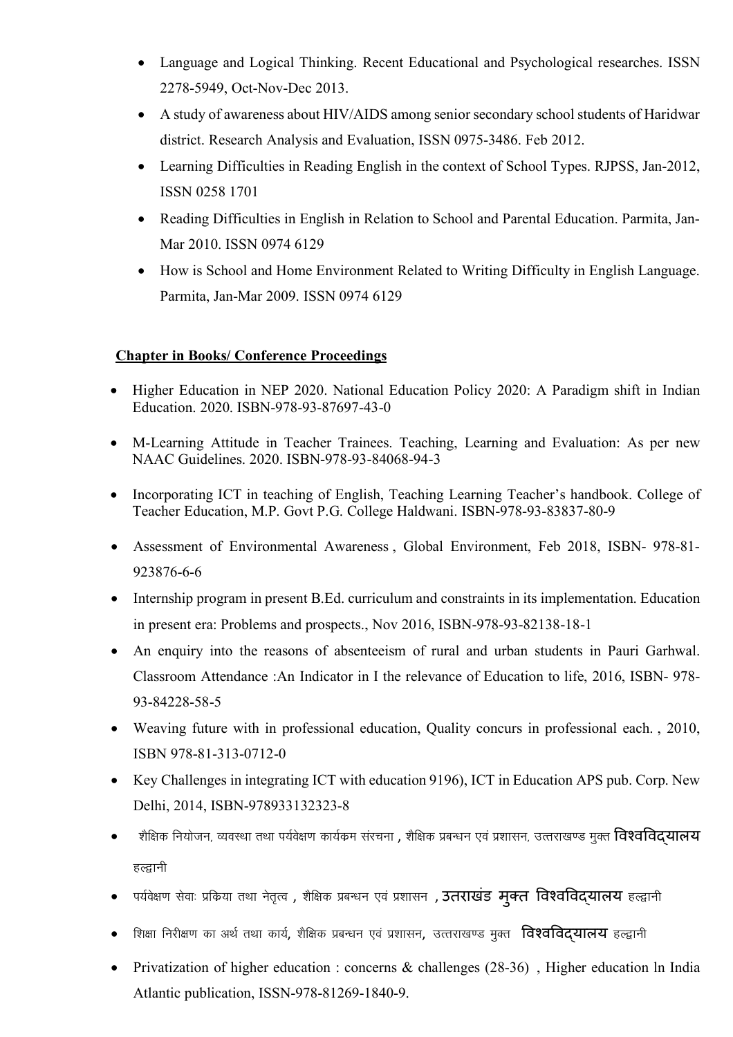- Language and Logical Thinking. Recent Educational and Psychological researches. ISSN 2278-5949, Oct-Nov-Dec 2013.
- A study of awareness about HIV/AIDS among senior secondary school students of Haridwar district. Research Analysis and Evaluation, ISSN 0975-3486. Feb 2012.
- Learning Difficulties in Reading English in the context of School Types. RJPSS, Jan-2012, ISSN 0258 1701
- Reading Difficulties in English in Relation to School and Parental Education. Parmita, Jan-Mar 2010. ISSN 0974 6129
- How is School and Home Environment Related to Writing Difficulty in English Language. Parmita, Jan-Mar 2009. ISSN 0974 6129

**Chapter in Books/ Conference Proceedings**

- Higher Education in NEP 2020. National Education Policy 2020: A Paradigm shift in Indian Education. 2020. ISBN-978-93-87697-43-0
- M-Learning Attitude in Teacher Trainees. Teaching, Learning and Evaluation: As per new NAAC Guidelines. 2020. ISBN-978-93-84068-94-3
- Incorporating ICT in teaching of English, Teaching Learning Teacher's handbook. College of Teacher Education, M.P. Govt P.G. College Haldwani. ISBN-978-93-83837-80-9
- Assessment of Environmental Awareness , Global Environment, Feb 2018, ISBN- 978-81-923876-6-6
- Internship program in present B.Ed. curriculum and constraints in its implementation. Education in present era: Problems and prospects., Nov 2016, ISBN-978-93-82138-18-1
- An enquiry into the reasons of absenteeism of rural and urban students in Pauri Garhwal. Classroom Attendance :An Indicator in I the relevance of Education to life, 2016, ISBN- 978-93-84228-58-5
- Weaving future with in professional education, Quality concurs in professional each. , 2010, ISBN 978-81-313-0712-0
- Key Challenges in integrating ICT with education 9196), ICT in Education APS pub. Corp. New Delhi, 2014, ISBN-978933132323-8
- शैक्षिक नियोजन, व्यवस्था तथा पर्यवेक्षण कार्यक्रम संरचना , शैक्षिक प्रबन्धन एवं प्रशासन, उत्तराखण्ड मुक्त विश्वविद्यालय हल्द्वानी
- पर्यवेक्षण सेवाः प्रक्रिया तथा नेतृत्व , शैक्षिक प्रबन्धन एवं प्रशासन , उतराखंड मुक्त विश्वविद्यालय हल्द्वानी
- शिक्षा निरीक्षण का अर्थ तथा कार्य, शैक्षिक प्रबन्धन एवं प्रशासन, उत्तराखण्ड मुक्त विश्वविद्यालय हल्द्वानी
- Privatization of higher education : concerns & challenges (28-36) , Higher education ln India Atlantic publication, ISSN-978-81269-1840-9.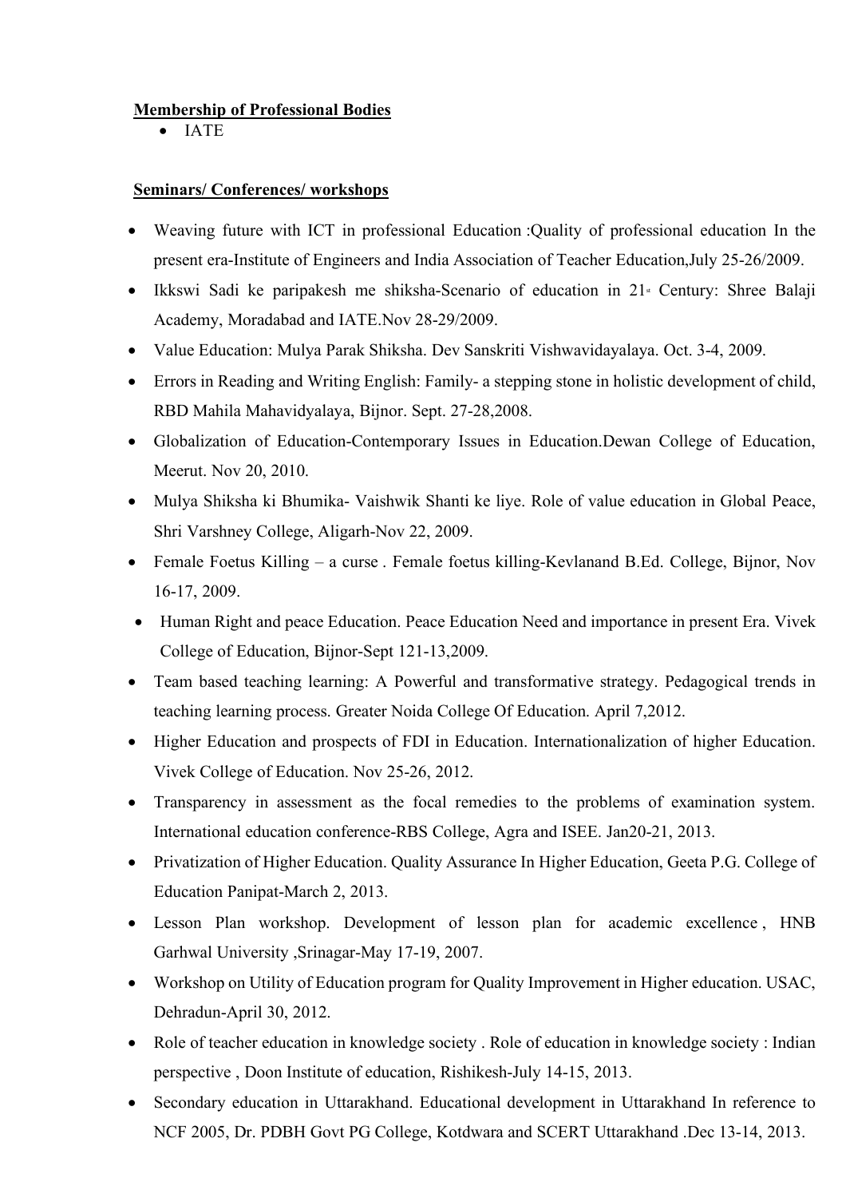**Membership of Professional Bodies**

- IATE

**Seminars/ Conferences/ workshops**

- Weaving future with ICT in professional Education :Quality of professional education In the present era-Institute of Engineers and India Association of Teacher Education,July 25-26/2009.
- Ikkswi Sadi ke paripakesh me shiksha-Scenario of education in 21st Century: Shree Balaji Academy, Moradabad and IATE.Nov 28-29/2009.
- Value Education: Mulya Parak Shiksha. Dev Sanskriti Vishwavidayalaya. Oct. 3-4, 2009.
- Errors in Reading and Writing English: Family- a stepping stone in holistic development of child, RBD Mahila Mahavidyalaya, Bijnor. Sept. 27-28,2008.
- Globalization of Education-Contemporary Issues in Education.Dewan College of Education, Meerut. Nov 20, 2010.
- Mulya Shiksha ki Bhumika- Vaishwik Shanti ke liye. Role of value education in Global Peace, Shri Varshney College, Aligarh-Nov 22, 2009.
- Female Foetus Killing – a curse . Female foetus killing-Kevlanand B.Ed. College, Bijnor, Nov 16-17, 2009.
- Human Right and peace Education. Peace Education Need and importance in present Era. Vivek College of Education, Bijnor-Sept 121-13,2009.
- Team based teaching learning: A Powerful and transformative strategy. Pedagogical trends in teaching learning process. Greater Noida College Of Education. April 7,2012.
- Higher Education and prospects of FDI in Education. Internationalization of higher Education. Vivek College of Education. Nov 25-26, 2012.
- Transparency in assessment as the focal remedies to the problems of examination system. International education conference-RBS College, Agra and ISEE. Jan20-21, 2013.
- Privatization of Higher Education. Quality Assurance In Higher Education, Geeta P.G. College of Education Panipat-March 2, 2013.
- Lesson Plan workshop. Development of lesson plan for academic excellence , HNB Garhwal University ,Srinagar-May 17-19, 2007.
- Workshop on Utility of Education program for Quality Improvement in Higher education. USAC, Dehradun-April 30, 2012.
- Role of teacher education in knowledge society . Role of education in knowledge society : Indian perspective , Doon Institute of education, Rishikesh-July 14-15, 2013.
- Secondary education in Uttarakhand. Educational development in Uttarakhand In reference to NCF 2005, Dr. PDBH Govt PG College, Kotdwara and SCERT Uttarakhand .Dec 13-14, 2013.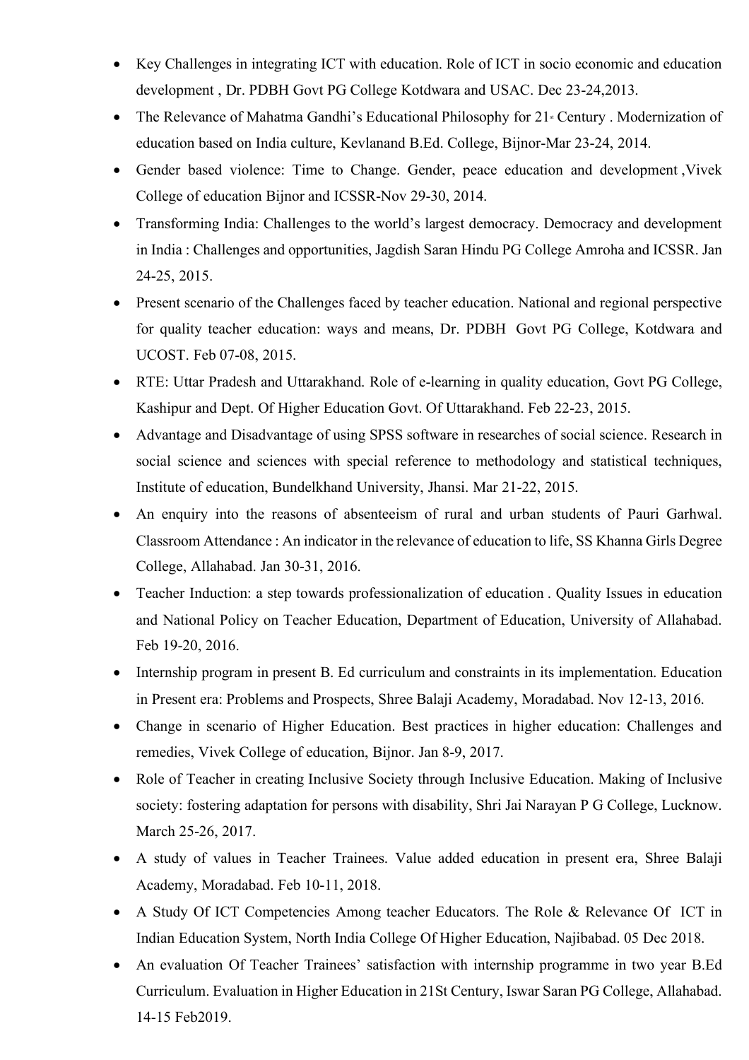- Key Challenges in integrating ICT with education. Role of ICT in socio economic and education development , Dr. PDBH Govt PG College Kotdwara and USAC. Dec 23-24,2013.
- The Relevance of Mahatma Gandhi's Educational Philosophy for 21st Century . Modernization of education based on India culture, Kevlanand B.Ed. College, Bijnor-Mar 23-24, 2014.
- Gender based violence: Time to Change. Gender, peace education and development ,Vivek College of education Bijnor and ICSSR-Nov 29-30, 2014.
- Transforming India: Challenges to the world's largest democracy. Democracy and development in India : Challenges and opportunities, Jagdish Saran Hindu PG College Amroha and ICSSR. Jan 24-25, 2015.
- Present scenario of the Challenges faced by teacher education. National and regional perspective for quality teacher education: ways and means, Dr. PDBH Govt PG College, Kotdwara and UCOST. Feb 07-08, 2015.
- RTE: Uttar Pradesh and Uttarakhand. Role of e-learning in quality education, Govt PG College, Kashipur and Dept. Of Higher Education Govt. Of Uttarakhand. Feb 22-23, 2015.
- Advantage and Disadvantage of using SPSS software in researches of social science. Research in social science and sciences with special reference to methodology and statistical techniques, Institute of education, Bundelkhand University, Jhansi. Mar 21-22, 2015.
- An enquiry into the reasons of absenteeism of rural and urban students of Pauri Garhwal. Classroom Attendance : An indicator in the relevance of education to life, SS Khanna Girls Degree College, Allahabad. Jan 30-31, 2016.
- Teacher Induction: a step towards professionalization of education . Quality Issues in education and National Policy on Teacher Education, Department of Education, University of Allahabad. Feb 19-20, 2016.
- Internship program in present B. Ed curriculum and constraints in its implementation. Education in Present era: Problems and Prospects, Shree Balaji Academy, Moradabad. Nov 12-13, 2016.
- Change in scenario of Higher Education. Best practices in higher education: Challenges and remedies, Vivek College of education, Bijnor. Jan 8-9, 2017.
- Role of Teacher in creating Inclusive Society through Inclusive Education. Making of Inclusive society: fostering adaptation for persons with disability, Shri Jai Narayan P G College, Lucknow. March 25-26, 2017.
- A study of values in Teacher Trainees. Value added education in present era, Shree Balaji Academy, Moradabad. Feb 10-11, 2018.
- A Study Of ICT Competencies Among teacher Educators. The Role & Relevance Of ICT in Indian Education System, North India College Of Higher Education, Najibabad. 05 Dec 2018.
- An evaluation Of Teacher Trainees' satisfaction with internship programme in two year B.Ed Curriculum. Evaluation in Higher Education in 21St Century, Iswar Saran PG College, Allahabad. 14-15 Feb2019.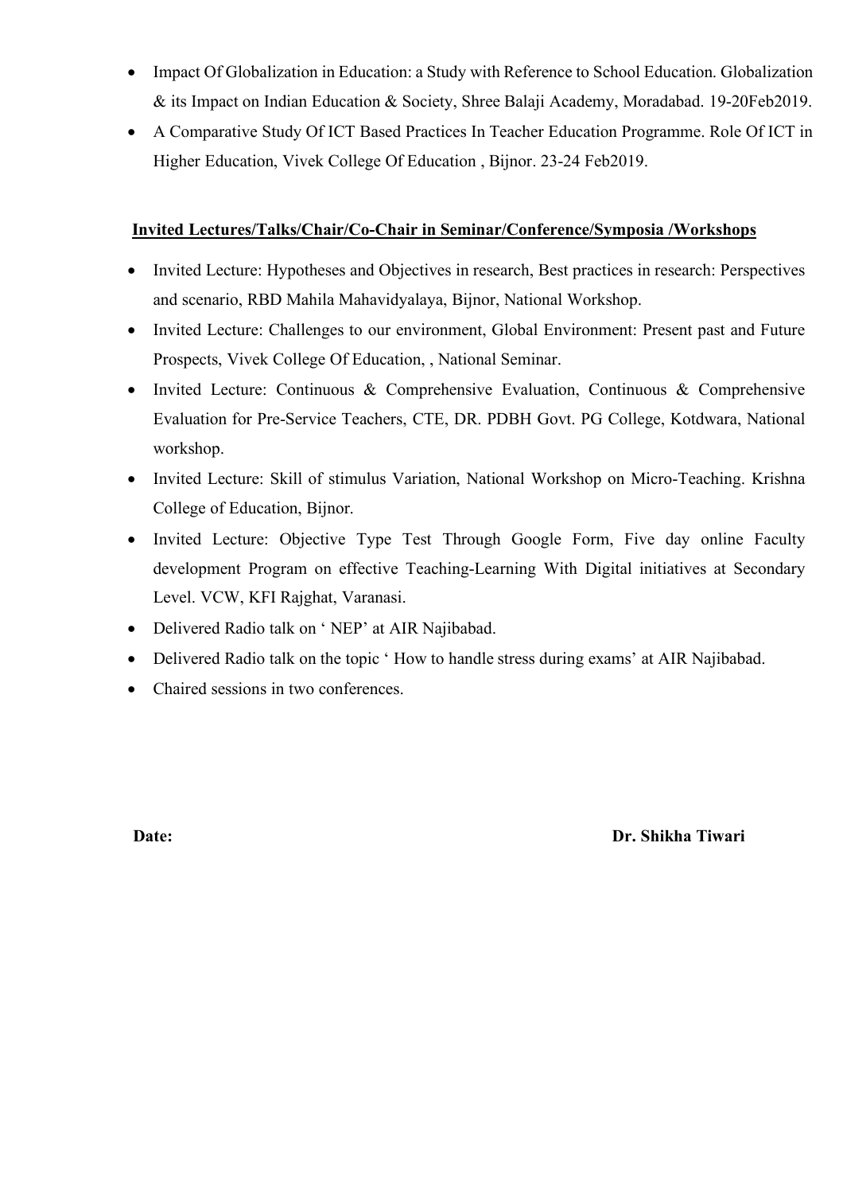- Impact Of Globalization in Education: a Study with Reference to School Education. Globalization & its Impact on Indian Education & Society, Shree Balaji Academy, Moradabad. 19-20Feb2019.
- A Comparative Study Of ICT Based Practices In Teacher Education Programme. Role Of ICT in Higher Education, Vivek College Of Education , Bijnor. 23-24 Feb2019.

**Invited Lectures/Talks/Chair/Co-Chair in Seminar/Conference/Symposia /Workshops**

- Invited Lecture: Hypotheses and Objectives in research, Best practices in research: Perspectives and scenario, RBD Mahila Mahavidyalaya, Bijnor, National Workshop.
- Invited Lecture: Challenges to our environment, Global Environment: Present past and Future Prospects, Vivek College Of Education, , National Seminar.
- Invited Lecture: Continuous & Comprehensive Evaluation, Continuous & Comprehensive Evaluation for Pre-Service Teachers, CTE, DR. PDBH Govt. PG College, Kotdwara, National workshop.
- Invited Lecture: Skill of stimulus Variation, National Workshop on Micro-Teaching. Krishna College of Education, Bijnor.
- Invited Lecture: Objective Type Test Through Google Form, Five day online Faculty development Program on effective Teaching-Learning With Digital initiatives at Secondary Level. VCW, KFI Rajghat, Varanasi.
- Delivered Radio talk on ‘ NEP’ at AIR Najibabad.
- Delivered Radio talk on the topic ‘ How to handle stress during exams’ at AIR Najibabad.
- Chaired sessions in two conferences.

**Date:** **Dr. Shikha Tiwari**